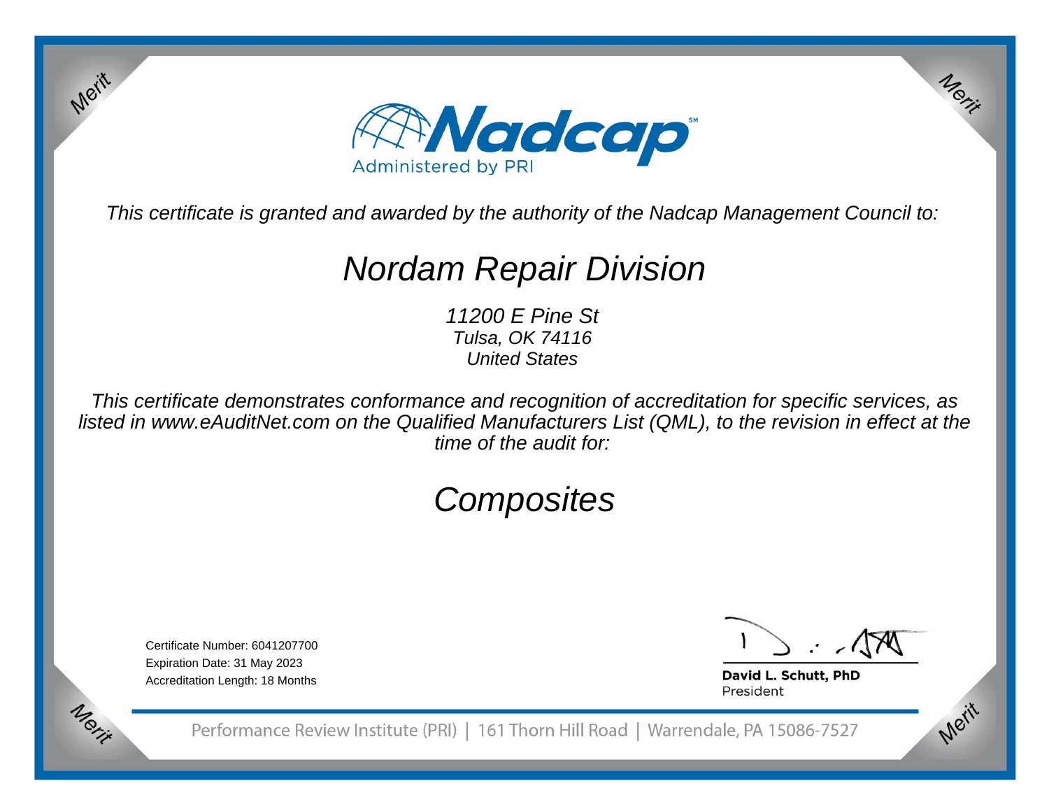Nadcap

Administered by PRI

*This certificate is granted and awarded by the authority of the Nadcap Management Council to:*

# Nordam Repair Division

*11200 E Pine St*
*Tulsa, OK 74116*
*United States*

*This certificate demonstrates conformance and recognition of accreditation for specific services, as listed in www.eAuditNet.com on the Qualified Manufacturers List (QML), to the revision in effect at the time of the audit for:*

# *Composites*

Certificate Number: 6041207700
Expiration Date: 31 May 2023
Accreditation Length: 18 Months

**David L. Schutt, PhD**
President

Performance Review Institute (PRI) | 161 Thorn Hill Road | Warrendale, PA 15086-7527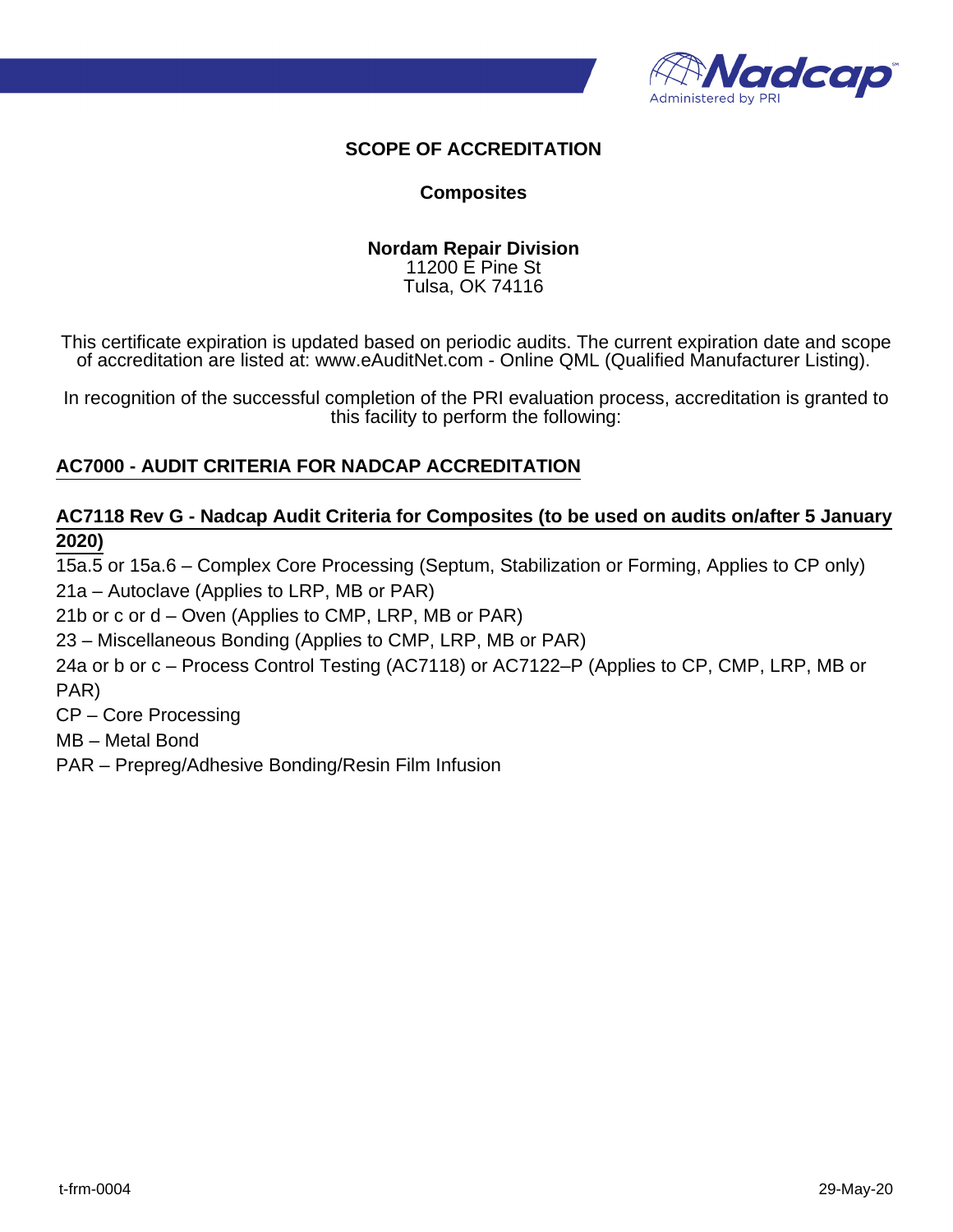# SCOPE OF ACCREDITATION

## Composites

**Nordam Repair Division**
11200 E Pine St
Tulsa, OK 74116

This certificate expiration is updated based on periodic audits. The current expiration date and scope of accreditation are listed at: www.eAuditNet.com - Online QML (Qualified Manufacturer Listing).

In recognition of the successful completion of the PRI evaluation process, accreditation is granted to this facility to perform the following:

### AC7000 - AUDIT CRITERIA FOR NADCAP ACCREDITATION

### AC7118 Rev G - Nadcap Audit Criteria for Composites (to be used on audits on/after 5 January 2020)

15a.5 or 15a.6 – Complex Core Processing (Septum, Stabilization or Forming, Applies to CP only)
21a – Autoclave (Applies to LRP, MB or PAR)
21b or c or d – Oven (Applies to CMP, LRP, MB or PAR)
23 – Miscellaneous Bonding (Applies to CMP, LRP, MB or PAR)
24a or b or c – Process Control Testing (AC7118) or AC7122–P (Applies to CP, CMP, LRP, MB or PAR)
CP – Core Processing
MB – Metal Bond
PAR – Prepreg/Adhesive Bonding/Resin Film Infusion

t-frm-0004 29-May-20